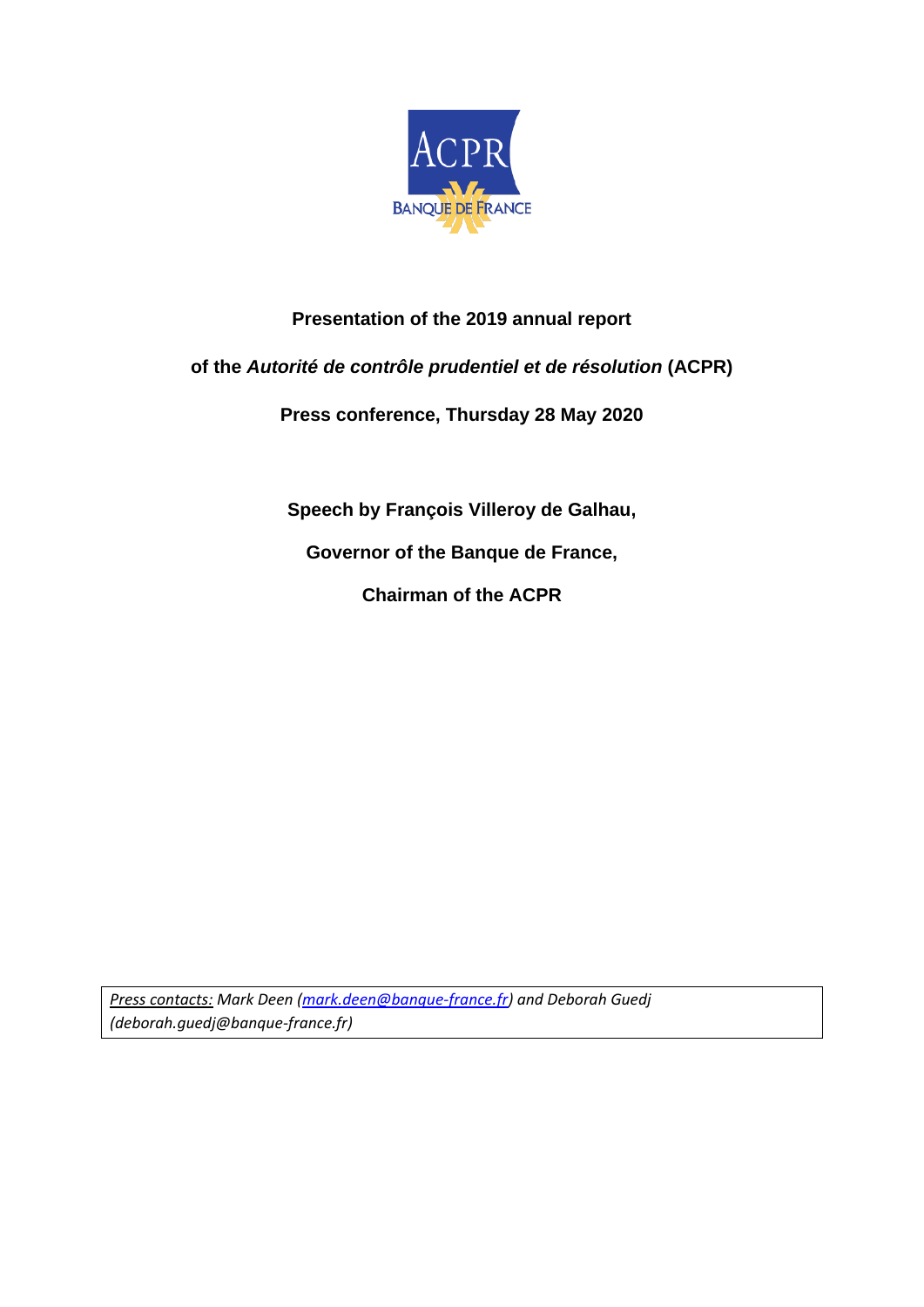**Presentation of the 2019 annual report**

**of the *Autorité de contrôle prudentiel et de résolution* (ACPR)**

**Press conference, Thursday 28 May 2020**

**Speech by François Villeroy de Galhau,**

**Governor of the Banque de France,**

**Chairman of the ACPR**

*Press contacts: Mark Deen ([mark.deen@banque-france.fr](mailto:mark.deen@banque-france.fr)) and Deborah Guedj (deborah.guedj@banque-france.fr)*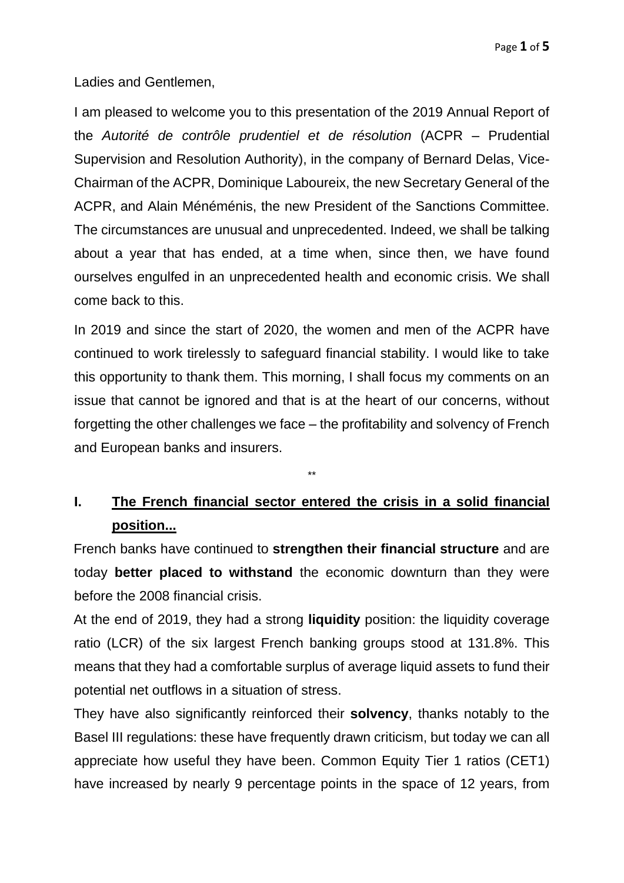Ladies and Gentlemen,

I am pleased to welcome you to this presentation of the 2019 Annual Report of the *Autorité de contrôle prudentiel et de résolution* (ACPR – Prudential Supervision and Resolution Authority), in the company of Bernard Delas, Vice-Chairman of the ACPR, Dominique Laboureix, the new Secretary General of the ACPR, and Alain Ménéménis, the new President of the Sanctions Committee. The circumstances are unusual and unprecedented. Indeed, we shall be talking about a year that has ended, at a time when, since then, we have found ourselves engulfed in an unprecedented health and economic crisis. We shall come back to this.

In 2019 and since the start of 2020, the women and men of the ACPR have continued to work tirelessly to safeguard financial stability. I would like to take this opportunity to thank them. This morning, I shall focus my comments on an issue that cannot be ignored and that is at the heart of our concerns, without forgetting the other challenges we face – the profitability and solvency of French and European banks and insurers.

\*\*

## I. The French financial sector entered the crisis in a solid financial position...

French banks have continued to **strengthen their financial structure** and are today **better placed to withstand** the economic downturn than they were before the 2008 financial crisis.

At the end of 2019, they had a strong **liquidity** position: the liquidity coverage ratio (LCR) of the six largest French banking groups stood at 131.8%. This means that they had a comfortable surplus of average liquid assets to fund their potential net outflows in a situation of stress.

They have also significantly reinforced their **solvency**, thanks notably to the Basel III regulations: these have frequently drawn criticism, but today we can all appreciate how useful they have been. Common Equity Tier 1 ratios (CET1) have increased by nearly 9 percentage points in the space of 12 years, from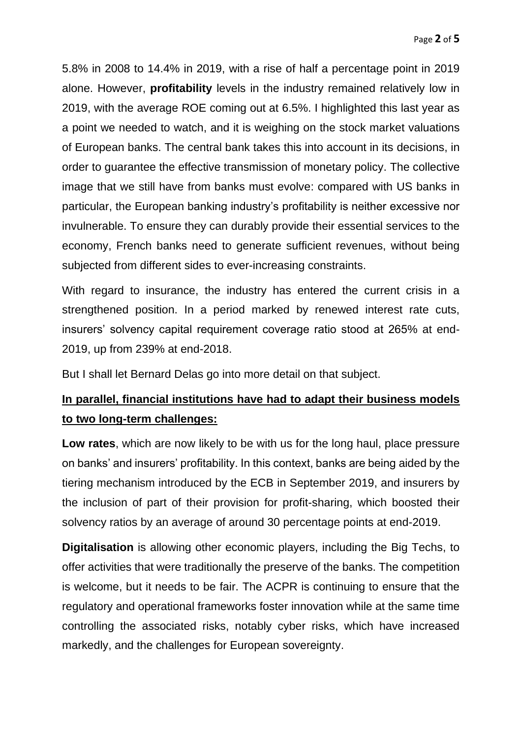5.8% in 2008 to 14.4% in 2019, with a rise of half a percentage point in 2019 alone. However, **profitability** levels in the industry remained relatively low in 2019, with the average ROE coming out at 6.5%. I highlighted this last year as a point we needed to watch, and it is weighing on the stock market valuations of European banks. The central bank takes this into account in its decisions, in order to guarantee the effective transmission of monetary policy. The collective image that we still have from banks must evolve: compared with US banks in particular, the European banking industry's profitability is neither excessive nor invulnerable. To ensure they can durably provide their essential services to the economy, French banks need to generate sufficient revenues, without being subjected from different sides to ever-increasing constraints.

With regard to insurance, the industry has entered the current crisis in a strengthened position. In a period marked by renewed interest rate cuts, insurers' solvency capital requirement coverage ratio stood at 265% at end-2019, up from 239% at end-2018.

But I shall let Bernard Delas go into more detail on that subject.

**In parallel, financial institutions have had to adapt their business models to two long-term challenges:**

**Low rates**, which are now likely to be with us for the long haul, place pressure on banks' and insurers' profitability. In this context, banks are being aided by the tiering mechanism introduced by the ECB in September 2019, and insurers by the inclusion of part of their provision for profit-sharing, which boosted their solvency ratios by an average of around 30 percentage points at end-2019.

**Digitalisation** is allowing other economic players, including the Big Techs, to offer activities that were traditionally the preserve of the banks. The competition is welcome, but it needs to be fair. The ACPR is continuing to ensure that the regulatory and operational frameworks foster innovation while at the same time controlling the associated risks, notably cyber risks, which have increased markedly, and the challenges for European sovereignty.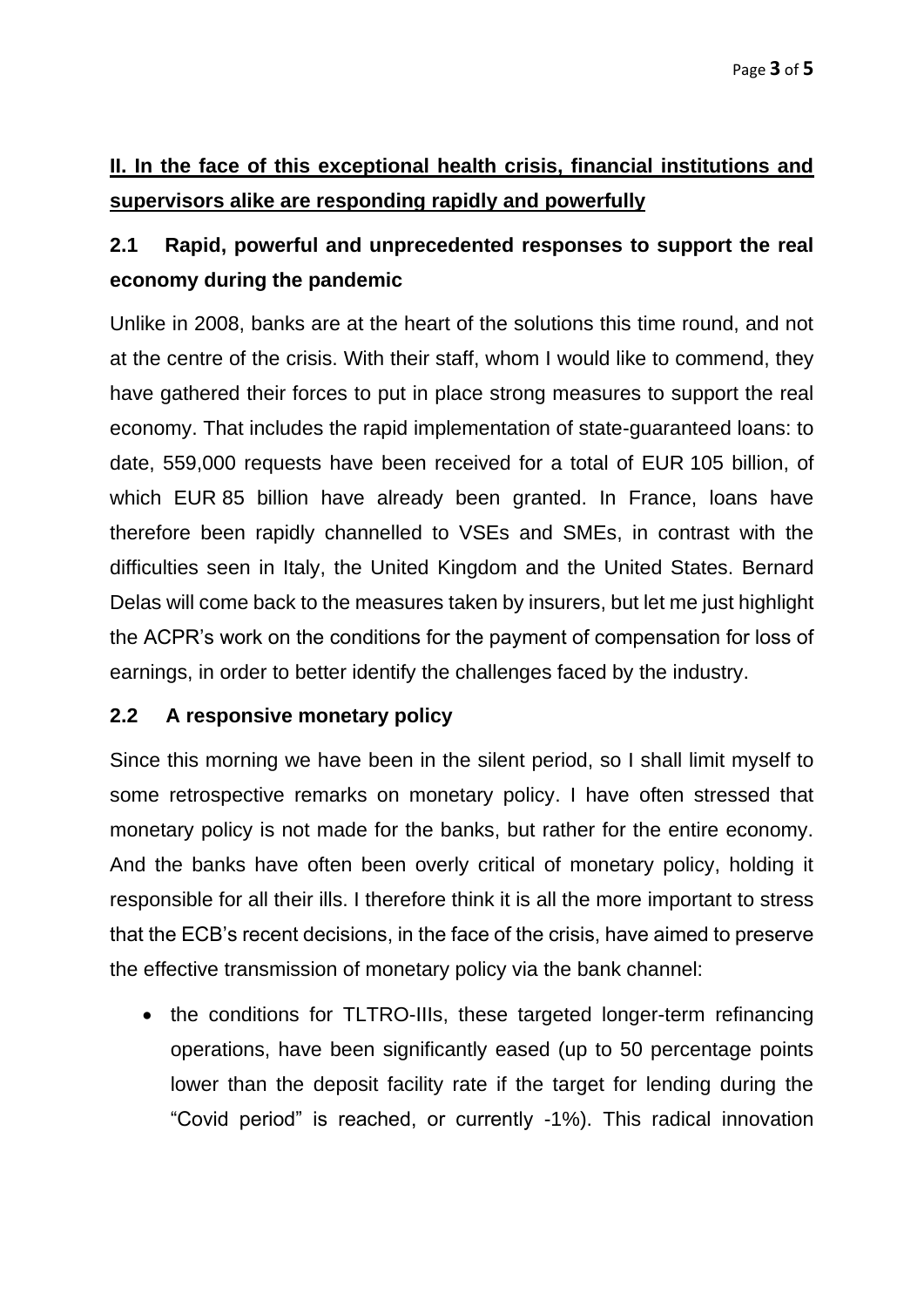## **II. In the face of this exceptional health crisis, financial institutions and supervisors alike are responding rapidly and powerfully**

### 2.1 Rapid, powerful and unprecedented responses to support the real economy during the pandemic

Unlike in 2008, banks are at the heart of the solutions this time round, and not at the centre of the crisis. With their staff, whom I would like to commend, they have gathered their forces to put in place strong measures to support the real economy. That includes the rapid implementation of state-guaranteed loans: to date, 559,000 requests have been received for a total of EUR 105 billion, of which EUR 85 billion have already been granted. In France, loans have therefore been rapidly channelled to VSEs and SMEs, in contrast with the difficulties seen in Italy, the United Kingdom and the United States. Bernard Delas will come back to the measures taken by insurers, but let me just highlight the ACPR's work on the conditions for the payment of compensation for loss of earnings, in order to better identify the challenges faced by the industry.

### 2.2 A responsive monetary policy

Since this morning we have been in the silent period, so I shall limit myself to some retrospective remarks on monetary policy. I have often stressed that monetary policy is not made for the banks, but rather for the entire economy. And the banks have often been overly critical of monetary policy, holding it responsible for all their ills. I therefore think it is all the more important to stress that the ECB's recent decisions, in the face of the crisis, have aimed to preserve the effective transmission of monetary policy via the bank channel:

- the conditions for TLTRO-IIIs, these targeted longer-term refinancing operations, have been significantly eased (up to 50 percentage points lower than the deposit facility rate if the target for lending during the "Covid period" is reached, or currently -1%). This radical innovation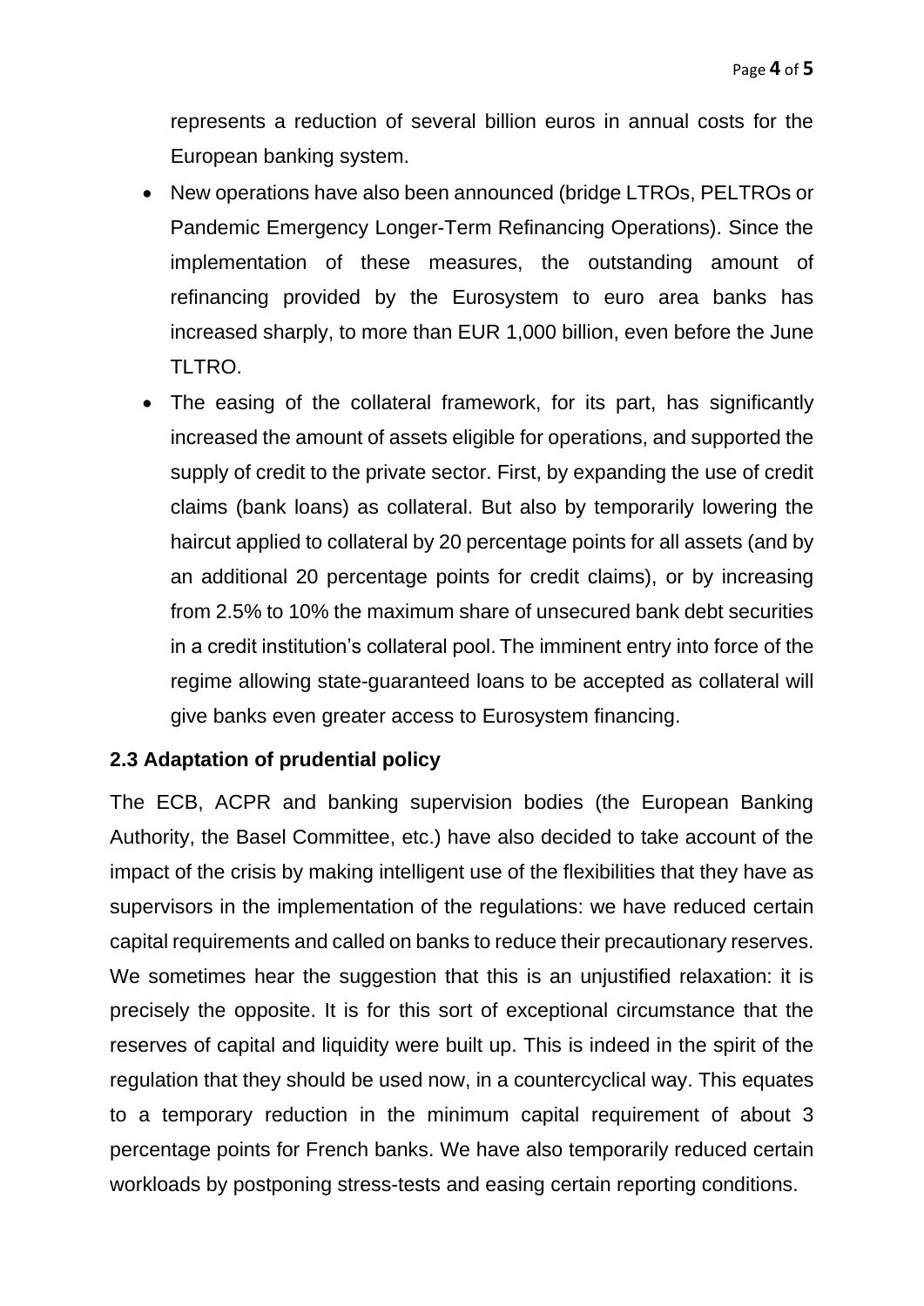represents a reduction of several billion euros in annual costs for the European banking system.

- New operations have also been announced (bridge LTROs, PELTROs or Pandemic Emergency Longer-Term Refinancing Operations). Since the implementation of these measures, the outstanding amount of refinancing provided by the Eurosystem to euro area banks has increased sharply, to more than EUR 1,000 billion, even before the June TLTRO.
- The easing of the collateral framework, for its part, has significantly increased the amount of assets eligible for operations, and supported the supply of credit to the private sector. First, by expanding the use of credit claims (bank loans) as collateral. But also by temporarily lowering the haircut applied to collateral by 20 percentage points for all assets (and by an additional 20 percentage points for credit claims), or by increasing from 2.5% to 10% the maximum share of unsecured bank debt securities in a credit institution's collateral pool. The imminent entry into force of the regime allowing state-guaranteed loans to be accepted as collateral will give banks even greater access to Eurosystem financing.

### 2.3 Adaptation of prudential policy

The ECB, ACPR and banking supervision bodies (the European Banking Authority, the Basel Committee, etc.) have also decided to take account of the impact of the crisis by making intelligent use of the flexibilities that they have as supervisors in the implementation of the regulations: we have reduced certain capital requirements and called on banks to reduce their precautionary reserves. We sometimes hear the suggestion that this is an unjustified relaxation: it is precisely the opposite. It is for this sort of exceptional circumstance that the reserves of capital and liquidity were built up. This is indeed in the spirit of the regulation that they should be used now, in a countercyclical way. This equates to a temporary reduction in the minimum capital requirement of about 3 percentage points for French banks. We have also temporarily reduced certain workloads by postponing stress-tests and easing certain reporting conditions.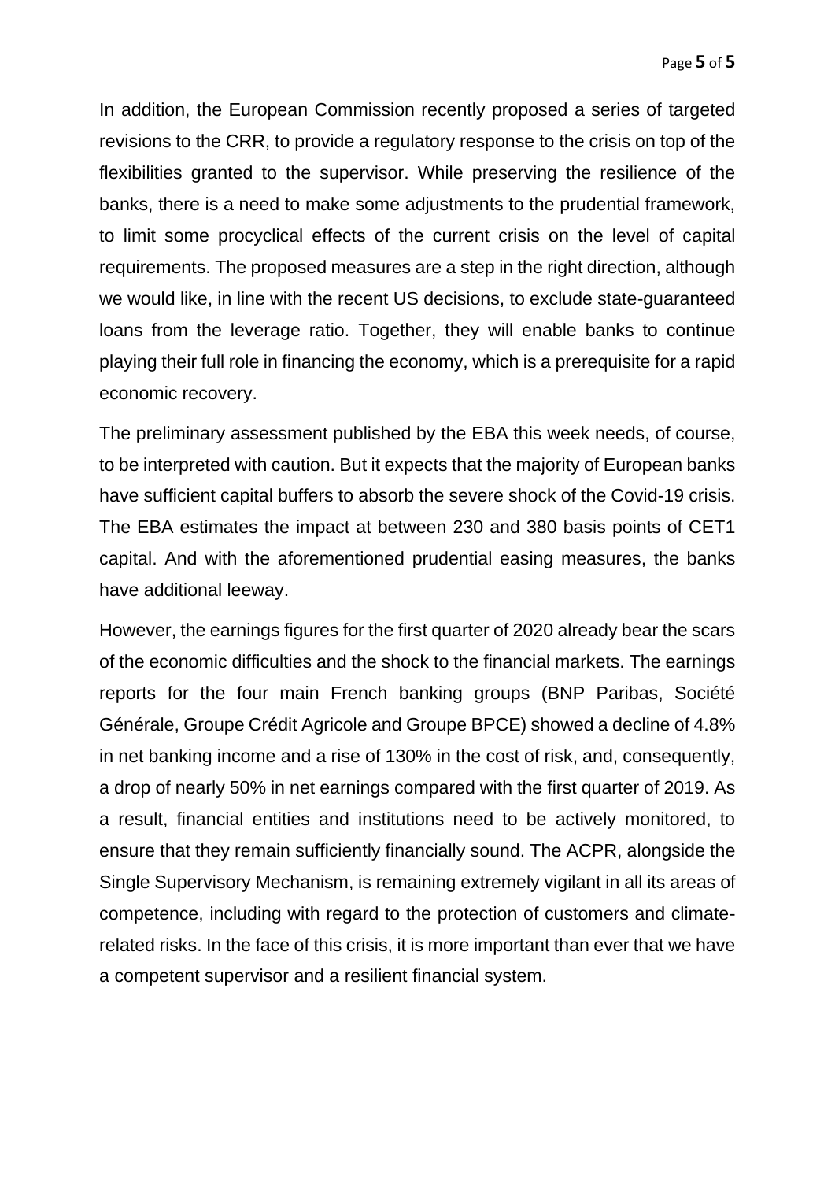In addition, the European Commission recently proposed a series of targeted revisions to the CRR, to provide a regulatory response to the crisis on top of the flexibilities granted to the supervisor. While preserving the resilience of the banks, there is a need to make some adjustments to the prudential framework, to limit some procyclical effects of the current crisis on the level of capital requirements. The proposed measures are a step in the right direction, although we would like, in line with the recent US decisions, to exclude state-guaranteed loans from the leverage ratio. Together, they will enable banks to continue playing their full role in financing the economy, which is a prerequisite for a rapid economic recovery.

The preliminary assessment published by the EBA this week needs, of course, to be interpreted with caution. But it expects that the majority of European banks have sufficient capital buffers to absorb the severe shock of the Covid-19 crisis. The EBA estimates the impact at between 230 and 380 basis points of CET1 capital. And with the aforementioned prudential easing measures, the banks have additional leeway.

However, the earnings figures for the first quarter of 2020 already bear the scars of the economic difficulties and the shock to the financial markets. The earnings reports for the four main French banking groups (BNP Paribas, Société Générale, Groupe Crédit Agricole and Groupe BPCE) showed a decline of 4.8% in net banking income and a rise of 130% in the cost of risk, and, consequently, a drop of nearly 50% in net earnings compared with the first quarter of 2019. As a result, financial entities and institutions need to be actively monitored, to ensure that they remain sufficiently financially sound. The ACPR, alongside the Single Supervisory Mechanism, is remaining extremely vigilant in all its areas of competence, including with regard to the protection of customers and climate-related risks. In the face of this crisis, it is more important than ever that we have a competent supervisor and a resilient financial system.